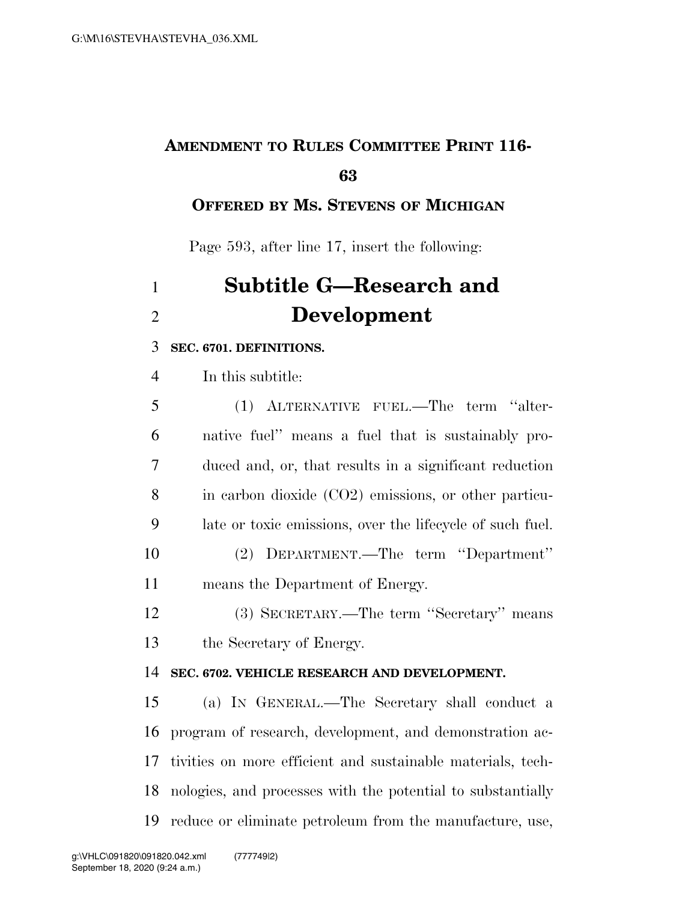**AMENDMENT TO RULES COMMITTEE PRINT 116-63**

**OFFERED BY MS. STEVENS OF MICHIGAN**

Page 593, after line 17, insert the following:

# Subtitle G—Research and Development

**SEC. 6701. DEFINITIONS.**

In this subtitle:

(1) ALTERNATIVE FUEL.—The term ''alternative fuel'' means a fuel that is sustainably produced and, or, that results in a significant reduction in carbon dioxide ($CO_2$) emissions, or other particulate or toxic emissions, over the lifecycle of such fuel.

(2) DEPARTMENT.—The term ''Department'' means the Department of Energy.

(3) SECRETARY.—The term ''Secretary'' means the Secretary of Energy.

**SEC. 6702. VEHICLE RESEARCH AND DEVELOPMENT.**

(a) IN GENERAL.—The Secretary shall conduct a program of research, development, and demonstration activities on more efficient and sustainable materials, technologies, and processes with the potential to substantially reduce or eliminate petroleum from the manufacture, use,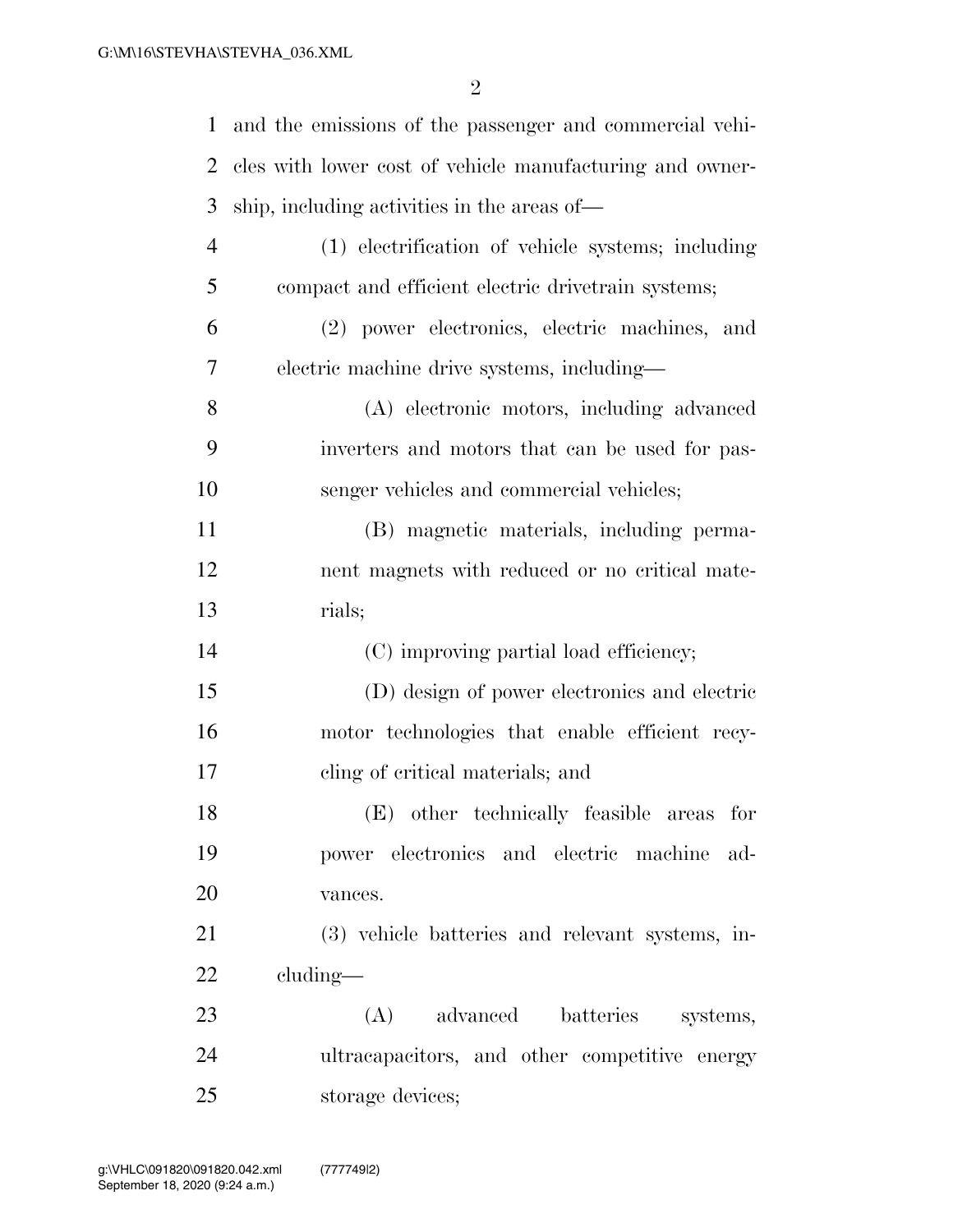and the emissions of the passenger and commercial vehicles with lower cost of vehicle manufacturing and ownership, including activities in the areas of—

(1) electrification of vehicle systems; including compact and efficient electric drivetrain systems;

(2) power electronics, electric machines, and electric machine drive systems, including—

(A) electronic motors, including advanced inverters and motors that can be used for passenger vehicles and commercial vehicles;

(B) magnetic materials, including permanent magnets with reduced or no critical materials;

(C) improving partial load efficiency;

(D) design of power electronics and electric motor technologies that enable efficient recycling of critical materials; and

(E) other technically feasible areas for power electronics and electric machine advances.

(3) vehicle batteries and relevant systems, including—

(A) advanced batteries systems, ultracapacitors, and other competitive energy storage devices;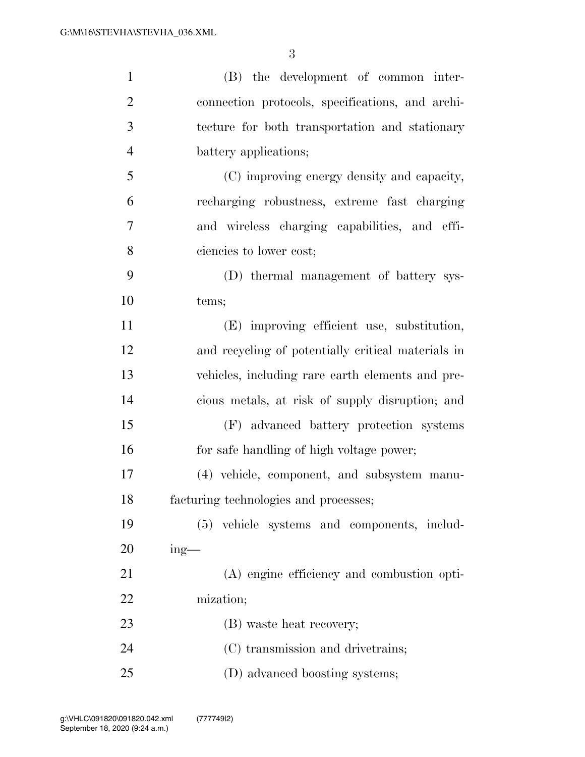(B) the development of common interconnection protocols, specifications, and architecture for both transportation and stationary battery applications;

(C) improving energy density and capacity, recharging robustness, extreme fast charging and wireless charging capabilities, and efficiencies to lower cost;

(D) thermal management of battery systems;

(E) improving efficient use, substitution, and recycling of potentially critical materials in vehicles, including rare earth elements and precious metals, at risk of supply disruption; and

(F) advanced battery protection systems for safe handling of high voltage power;

(4) vehicle, component, and subsystem manufacturing technologies and processes;

(5) vehicle systems and components, including—

(A) engine efficiency and combustion optimization;

(B) waste heat recovery;

(C) transmission and drivetrains;

(D) advanced boosting systems;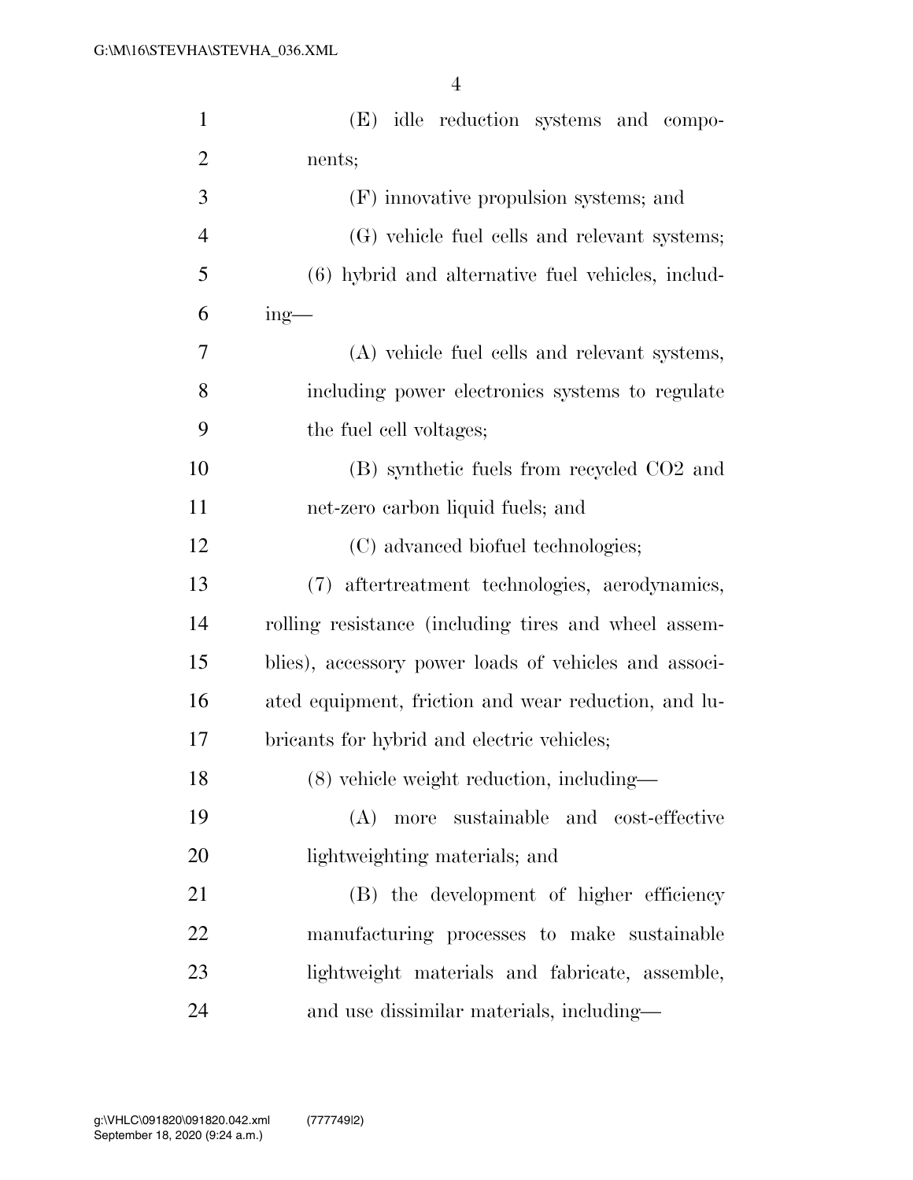(E) idle reduction systems and components;

(F) innovative propulsion systems; and

(G) vehicle fuel cells and relevant systems;

(6) hybrid and alternative fuel vehicles, including—

(A) vehicle fuel cells and relevant systems, including power electronics systems to regulate the fuel cell voltages;

(B) synthetic fuels from recycled $CO_2$ and net-zero carbon liquid fuels; and

(C) advanced biofuel technologies;

(7) aftertreatment technologies, aerodynamics, rolling resistance (including tires and wheel assemblies), accessory power loads of vehicles and associated equipment, friction and wear reduction, and lubricants for hybrid and electric vehicles;

(8) vehicle weight reduction, including—

(A) more sustainable and cost-effective lightweighting materials; and

(B) the development of higher efficiency manufacturing processes to make sustainable lightweight materials and fabricate, assemble, and use dissimilar materials, including—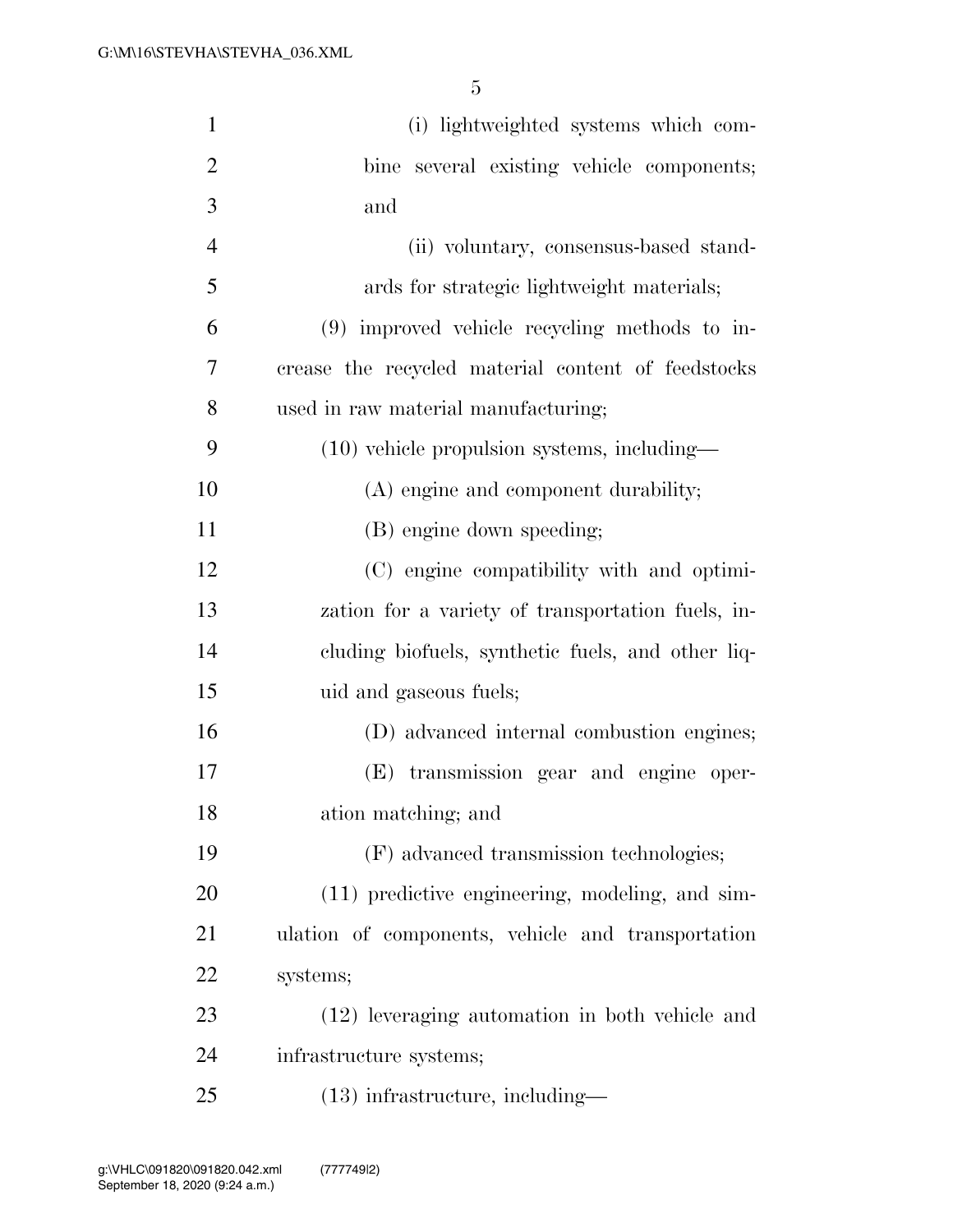(i) lightweighted systems which combine several existing vehicle components; and

(ii) voluntary, consensus-based standards for strategic lightweight materials;

(9) improved vehicle recycling methods to increase the recycled material content of feedstocks used in raw material manufacturing;

(10) vehicle propulsion systems, including—

(A) engine and component durability;

(B) engine down speeding;

(C) engine compatibility with and optimization for a variety of transportation fuels, including biofuels, synthetic fuels, and other liquid and gaseous fuels;

(D) advanced internal combustion engines;

(E) transmission gear and engine operation matching; and

(F) advanced transmission technologies;

(11) predictive engineering, modeling, and simulation of components, vehicle and transportation systems;

(12) leveraging automation in both vehicle and infrastructure systems;

(13) infrastructure, including—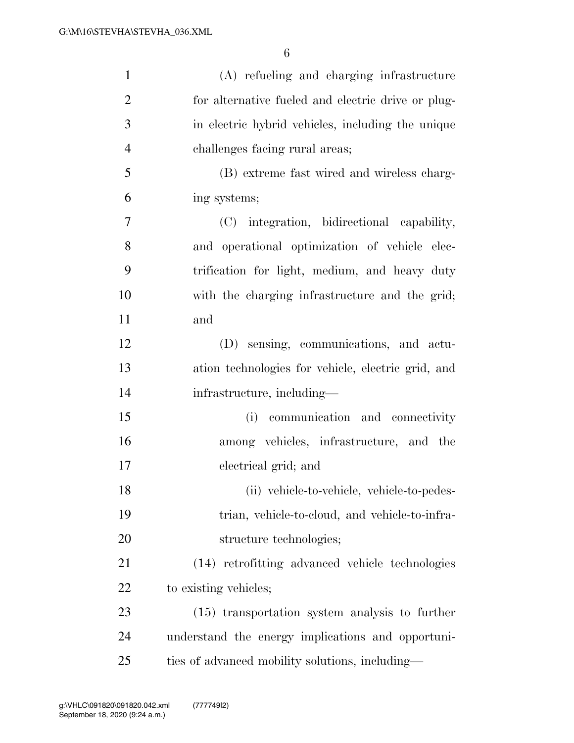(A) refueling and charging infrastructure for alternative fueled and electric drive or plug-in electric hybrid vehicles, including the unique challenges facing rural areas;

(B) extreme fast wired and wireless charging systems;

(C) integration, bidirectional capability, and operational optimization of vehicle electrification for light, medium, and heavy duty with the charging infrastructure and the grid; and

(D) sensing, communications, and actuation technologies for vehicle, electric grid, and infrastructure, including—

(i) communication and connectivity among vehicles, infrastructure, and the electrical grid; and

(ii) vehicle-to-vehicle, vehicle-to-pedestrian, vehicle-to-cloud, and vehicle-to-infrastructure technologies;

(14) retrofitting advanced vehicle technologies to existing vehicles;

(15) transportation system analysis to further understand the energy implications and opportunities of advanced mobility solutions, including—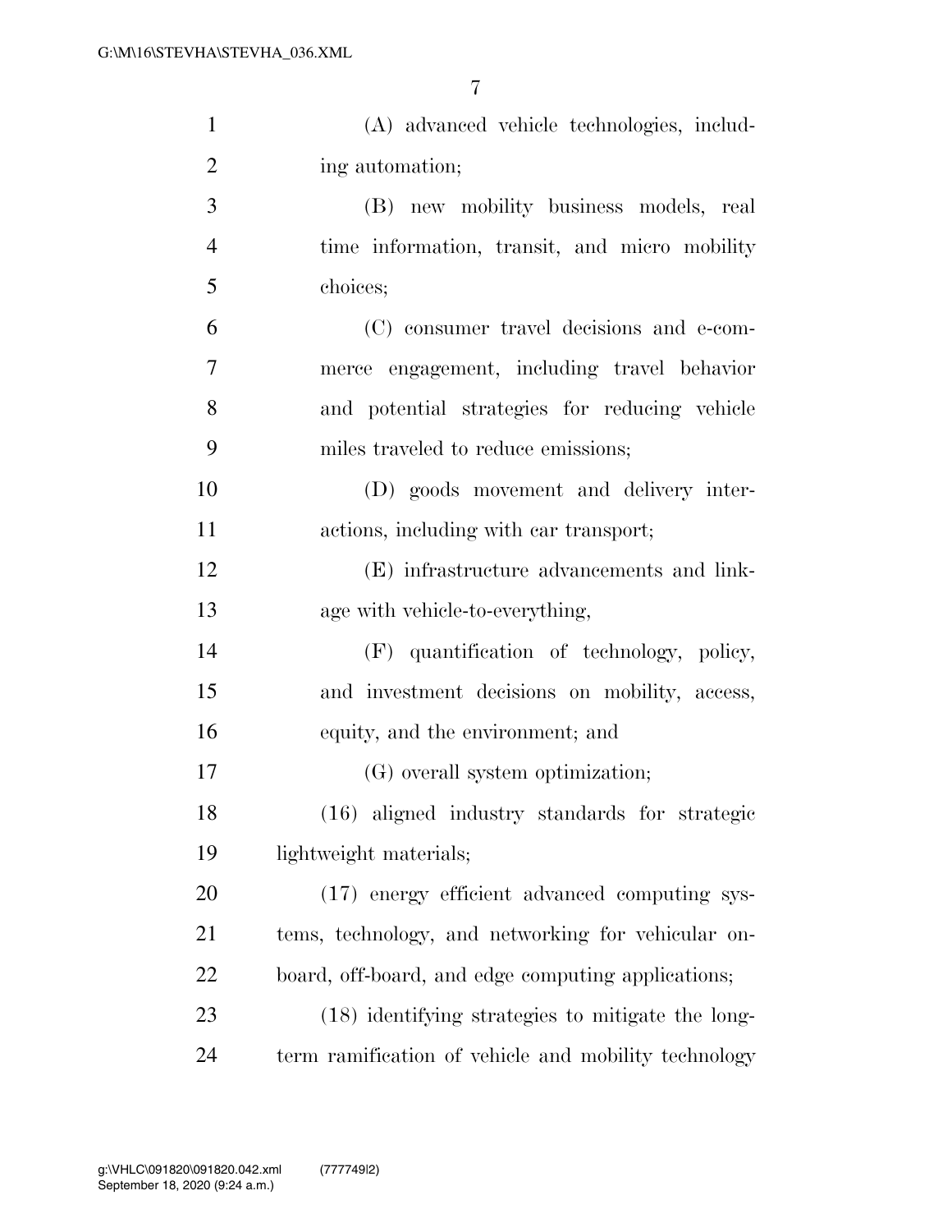(A) advanced vehicle technologies, including automation;

(B) new mobility business models, real time information, transit, and micro mobility choices;

(C) consumer travel decisions and e-commerce engagement, including travel behavior and potential strategies for reducing vehicle miles traveled to reduce emissions;

(D) goods movement and delivery interactions, including with car transport;

(E) infrastructure advancements and linkage with vehicle-to-everything,

(F) quantification of technology, policy, and investment decisions on mobility, access, equity, and the environment; and

(G) overall system optimization;

(16) aligned industry standards for strategic lightweight materials;

(17) energy efficient advanced computing systems, technology, and networking for vehicular on-board, off-board, and edge computing applications;

(18) identifying strategies to mitigate the long-term ramification of vehicle and mobility technology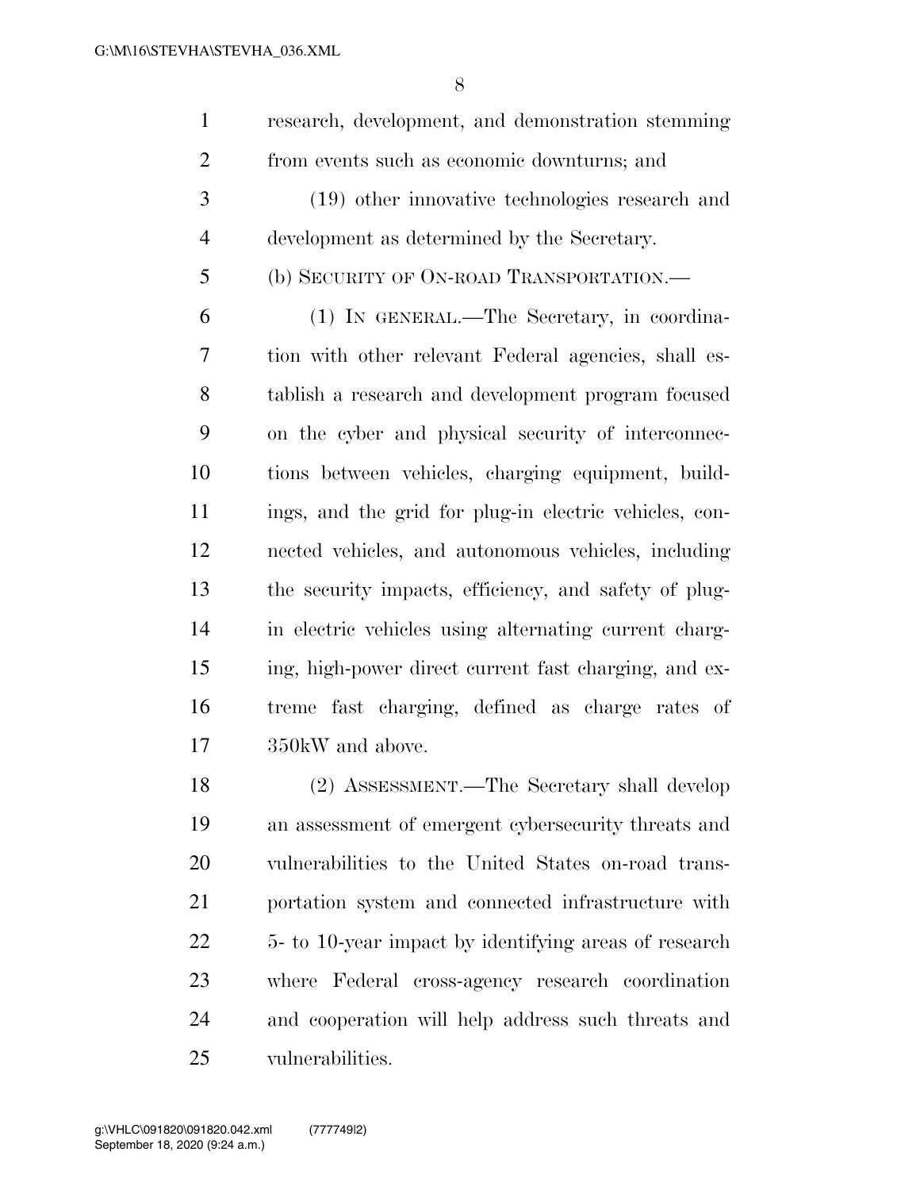research, development, and demonstration stemming from events such as economic downturns; and

(19) other innovative technologies research and development as determined by the Secretary.

(b) SECURITY OF ON-ROAD TRANSPORTATION.—

(1) IN GENERAL.—The Secretary, in coordination with other relevant Federal agencies, shall establish a research and development program focused on the cyber and physical security of interconnections between vehicles, charging equipment, buildings, and the grid for plug-in electric vehicles, connected vehicles, and autonomous vehicles, including the security impacts, efficiency, and safety of plug-in electric vehicles using alternating current charging, high-power direct current fast charging, and extreme fast charging, defined as charge rates of 350kW and above.

(2) ASSESSMENT.—The Secretary shall develop an assessment of emergent cybersecurity threats and vulnerabilities to the United States on-road transportation system and connected infrastructure with 5- to 10-year impact by identifying areas of research where Federal cross-agency research coordination and cooperation will help address such threats and vulnerabilities.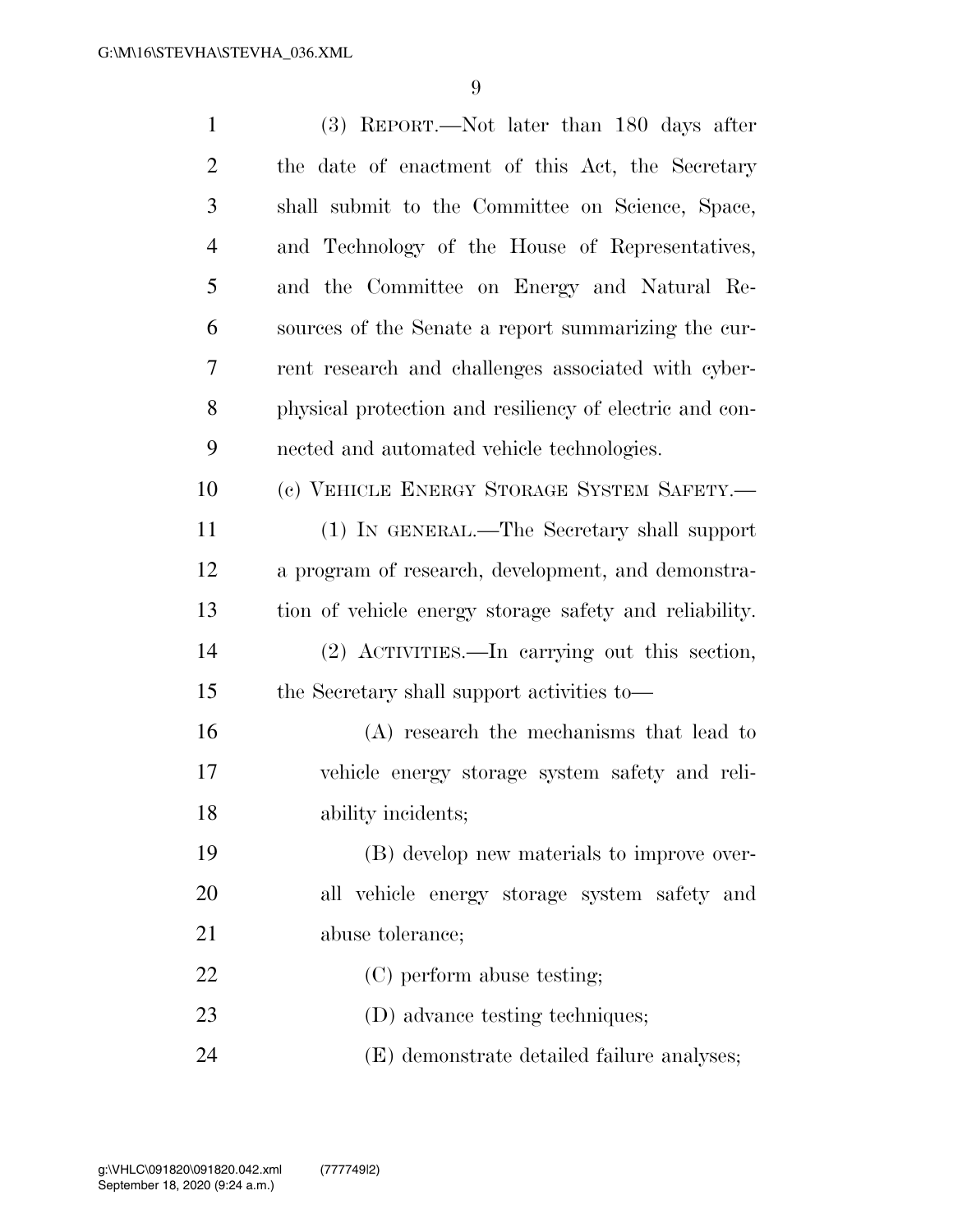(3) REPORT.—Not later than 180 days after the date of enactment of this Act, the Secretary shall submit to the Committee on Science, Space, and Technology of the House of Representatives, and the Committee on Energy and Natural Resources of the Senate a report summarizing the current research and challenges associated with cyber-physical protection and resiliency of electric and connected and automated vehicle technologies.

(c) VEHICLE ENERGY STORAGE SYSTEM SAFETY.—

(1) IN GENERAL.—The Secretary shall support a program of research, development, and demonstration of vehicle energy storage safety and reliability.

(2) ACTIVITIES.—In carrying out this section, the Secretary shall support activities to—

(A) research the mechanisms that lead to vehicle energy storage system safety and reliability incidents;

(B) develop new materials to improve overall vehicle energy storage system safety and abuse tolerance;

(C) perform abuse testing;

(D) advance testing techniques;

(E) demonstrate detailed failure analyses;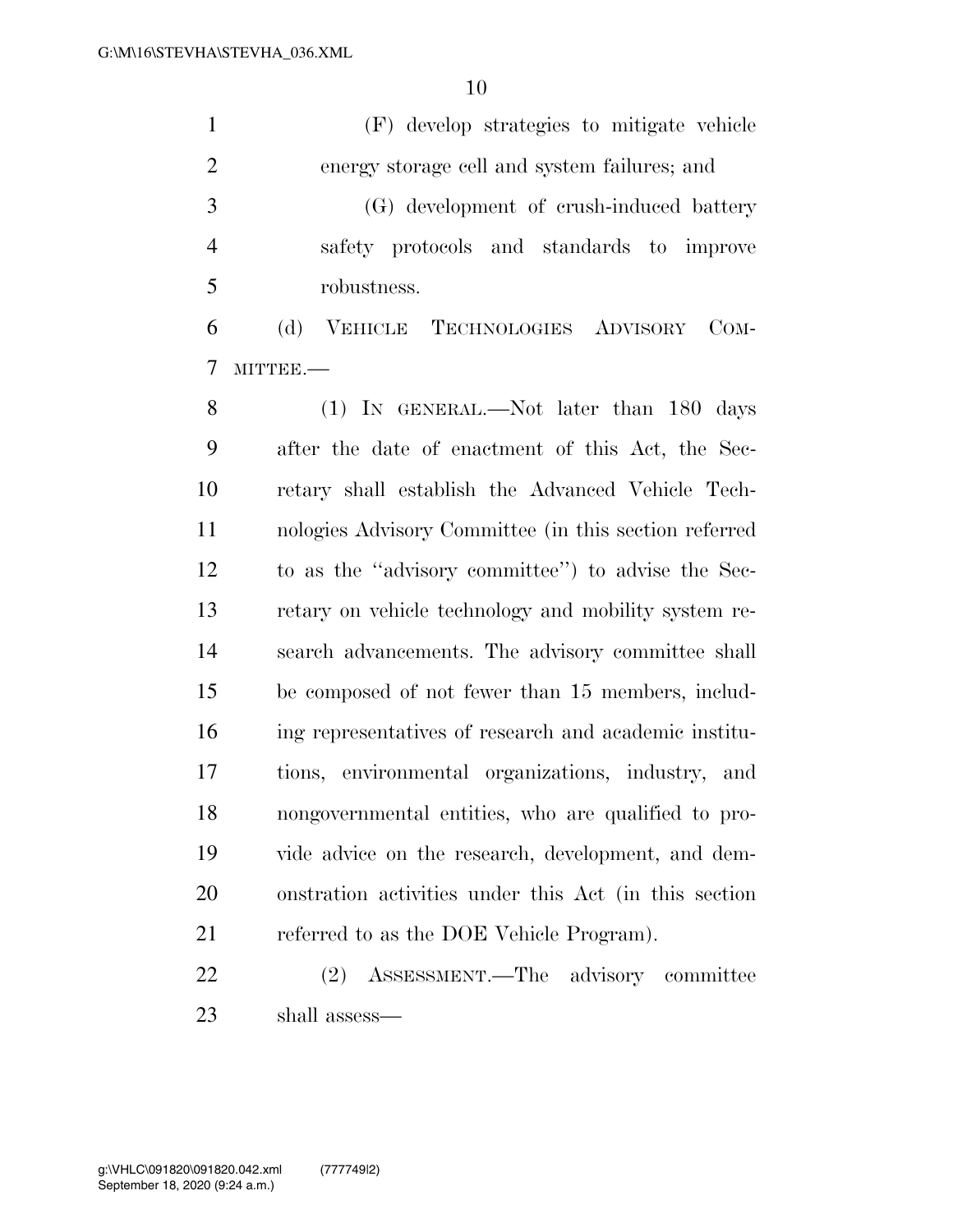(F) develop strategies to mitigate vehicle energy storage cell and system failures; and

(G) development of crush-induced battery safety protocols and standards to improve robustness.

(d) VEHICLE TECHNOLOGIES ADVISORY COMMITTEE.—

(1) IN GENERAL.—Not later than 180 days after the date of enactment of this Act, the Secretary shall establish the Advanced Vehicle Technologies Advisory Committee (in this section referred to as the ''advisory committee'') to advise the Secretary on vehicle technology and mobility system research advancements. The advisory committee shall be composed of not fewer than 15 members, including representatives of research and academic institutions, environmental organizations, industry, and nongovernmental entities, who are qualified to provide advice on the research, development, and demonstration activities under this Act (in this section referred to as the DOE Vehicle Program).

(2) ASSESSMENT.—The advisory committee shall assess—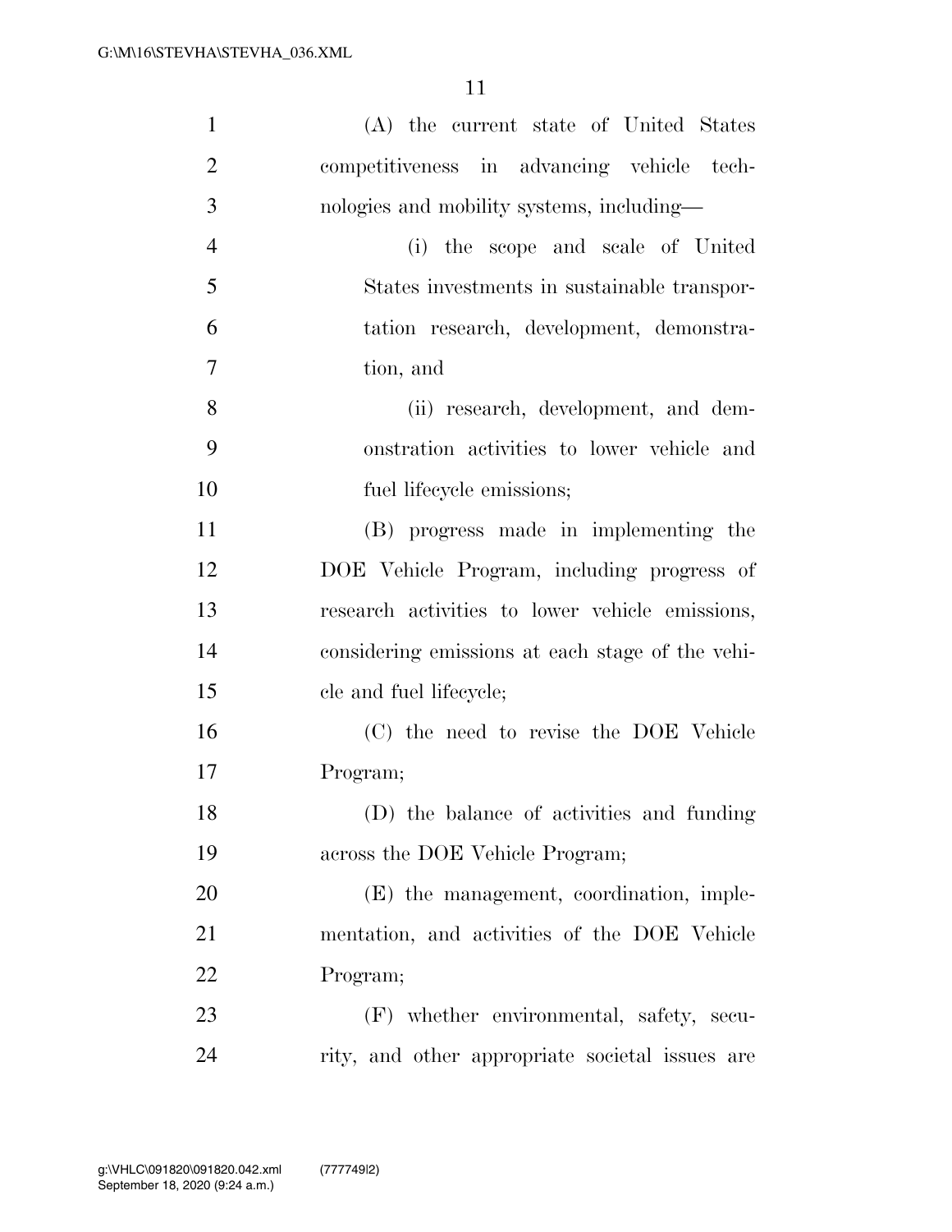(A) the current state of United States competitiveness in advancing vehicle technologies and mobility systems, including—

(i) the scope and scale of United States investments in sustainable transportation research, development, demonstration, and

(ii) research, development, and demonstration activities to lower vehicle and fuel lifecycle emissions;

(B) progress made in implementing the DOE Vehicle Program, including progress of research activities to lower vehicle emissions, considering emissions at each stage of the vehicle and fuel lifecycle;

(C) the need to revise the DOE Vehicle Program;

(D) the balance of activities and funding across the DOE Vehicle Program;

(E) the management, coordination, implementation, and activities of the DOE Vehicle Program;

(F) whether environmental, safety, security, and other appropriate societal issues are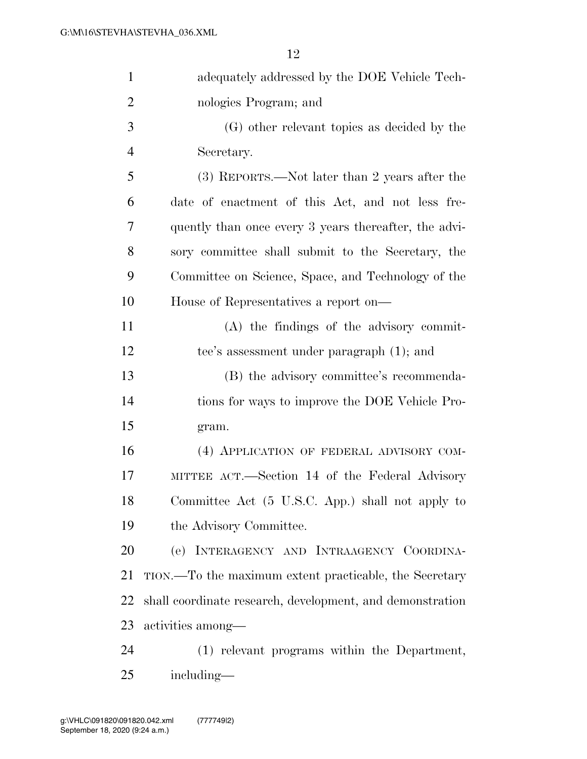adequately addressed by the DOE Vehicle Technologies Program; and

(G) other relevant topics as decided by the Secretary.

(3) REPORTS.—Not later than 2 years after the date of enactment of this Act, and not less frequently than once every 3 years thereafter, the advisory committee shall submit to the Secretary, the Committee on Science, Space, and Technology of the House of Representatives a report on—

(A) the findings of the advisory committee's assessment under paragraph (1); and

(B) the advisory committee's recommendations for ways to improve the DOE Vehicle Program.

(4) APPLICATION OF FEDERAL ADVISORY COMMITTEE ACT.—Section 14 of the Federal Advisory Committee Act (5 U.S.C. App.) shall not apply to the Advisory Committee.

(e) INTERAGENCY AND INTRAAGENCY COORDINATION.—To the maximum extent practicable, the Secretary shall coordinate research, development, and demonstration activities among—

(1) relevant programs within the Department, including—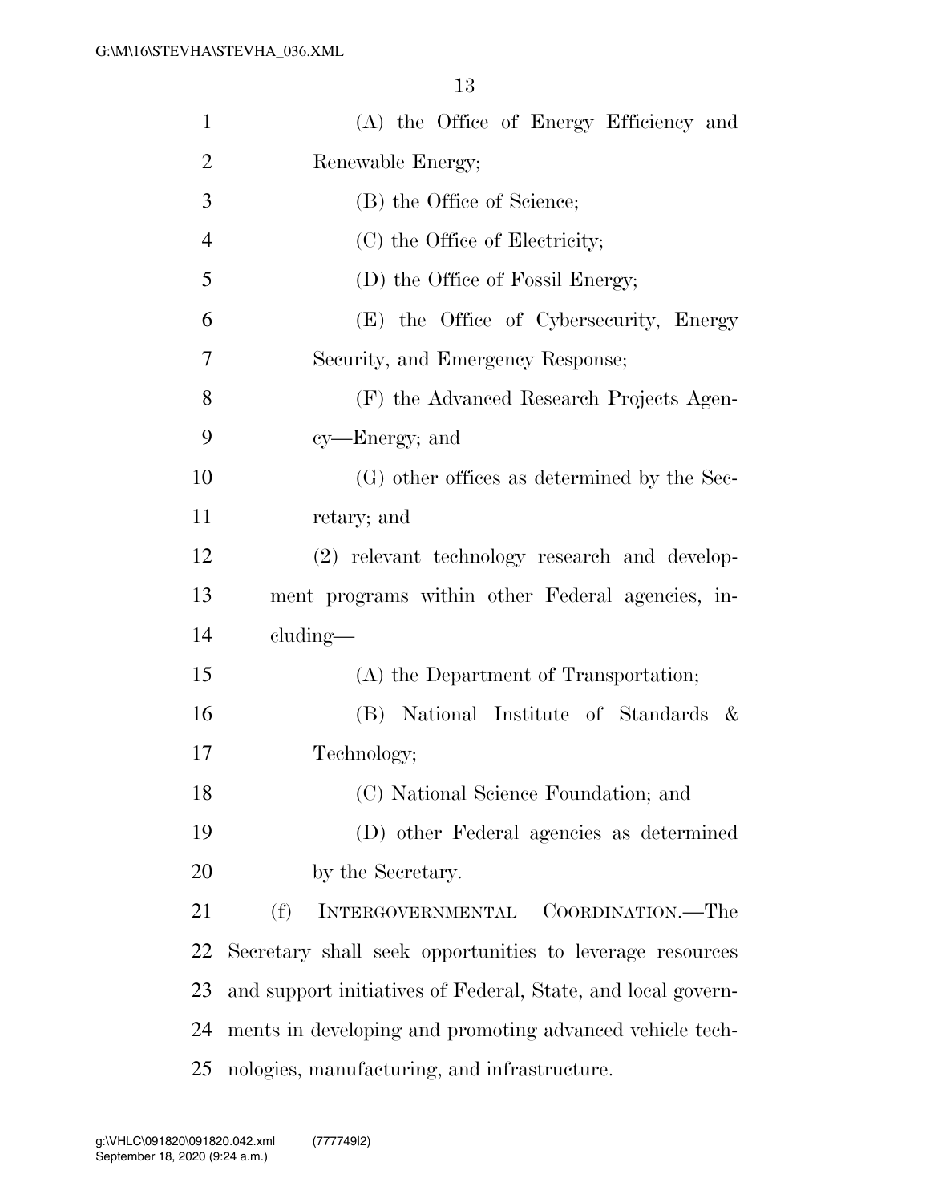(A) the Office of Energy Efficiency and Renewable Energy;

(B) the Office of Science;

(C) the Office of Electricity;

(D) the Office of Fossil Energy;

(E) the Office of Cybersecurity, Energy Security, and Emergency Response;

(F) the Advanced Research Projects Agency—Energy; and

(G) other offices as determined by the Secretary; and

(2) relevant technology research and development programs within other Federal agencies, including—

(A) the Department of Transportation;

(B) National Institute of Standards & Technology;

(C) National Science Foundation; and

(D) other Federal agencies as determined by the Secretary.

(f) INTERGOVERNMENTAL COORDINATION.—The Secretary shall seek opportunities to leverage resources and support initiatives of Federal, State, and local governments in developing and promoting advanced vehicle technologies, manufacturing, and infrastructure.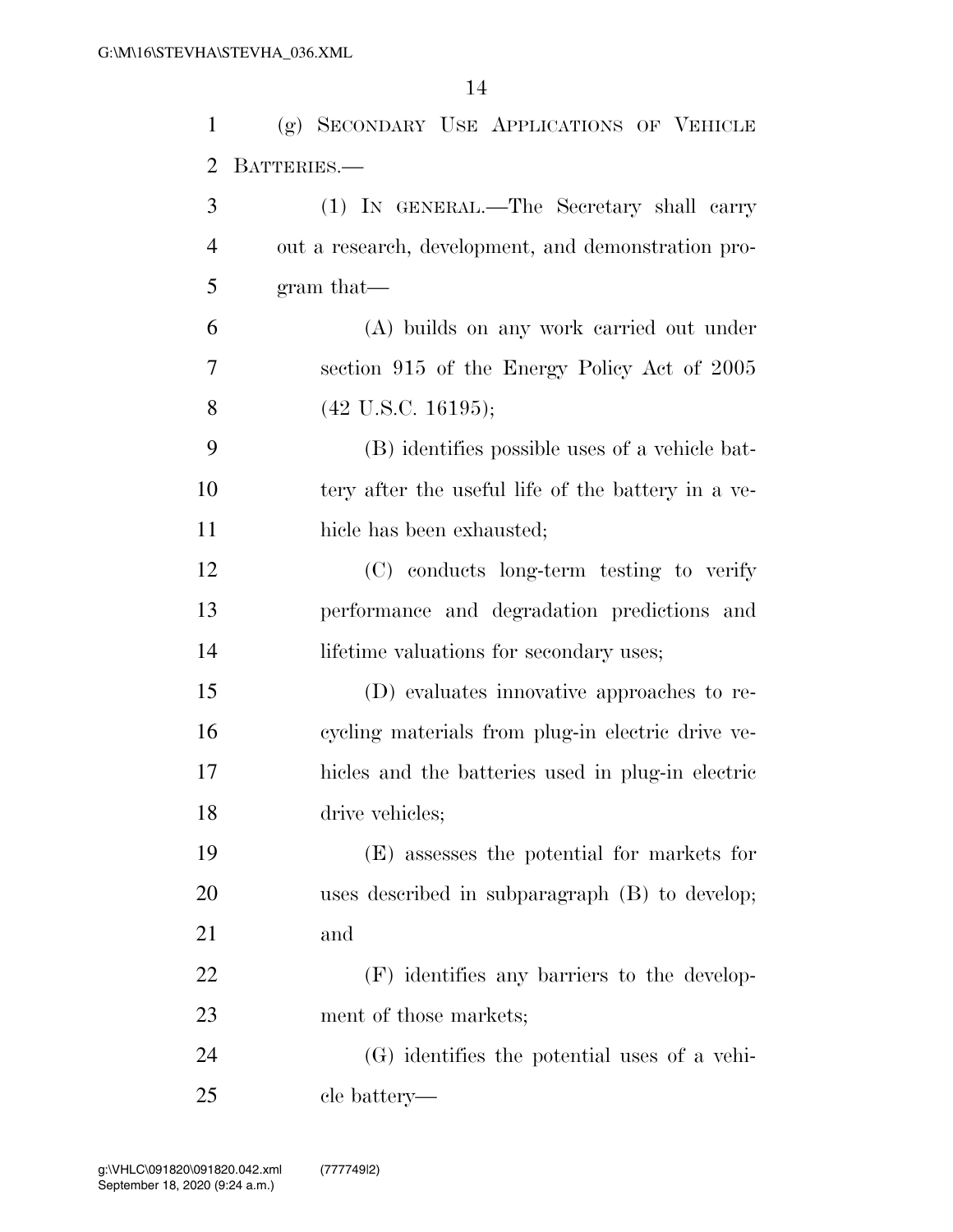(g) SECONDARY USE APPLICATIONS OF VEHICLE BATTERIES.—

(1) IN GENERAL.—The Secretary shall carry out a research, development, and demonstration program that—

(A) builds on any work carried out under section 915 of the Energy Policy Act of 2005 (42 U.S.C. 16195);

(B) identifies possible uses of a vehicle battery after the useful life of the battery in a vehicle has been exhausted;

(C) conducts long-term testing to verify performance and degradation predictions and lifetime valuations for secondary uses;

(D) evaluates innovative approaches to recycling materials from plug-in electric drive vehicles and the batteries used in plug-in electric drive vehicles;

(E) assesses the potential for markets for uses described in subparagraph (B) to develop; and

(F) identifies any barriers to the development of those markets;

(G) identifies the potential uses of a vehicle battery—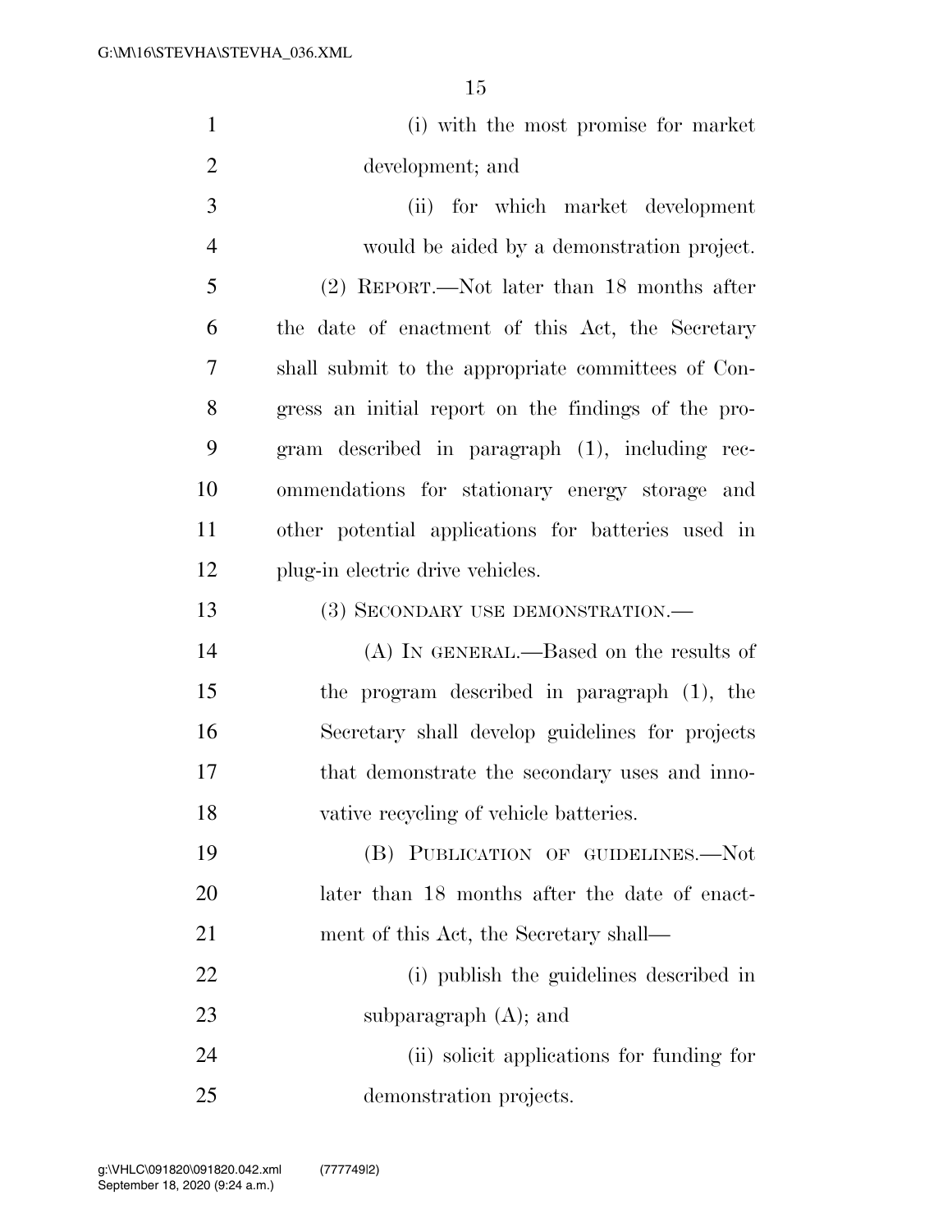(i) with the most promise for market development; and

(ii) for which market development would be aided by a demonstration project.

(2) REPORT.—Not later than 18 months after the date of enactment of this Act, the Secretary shall submit to the appropriate committees of Congress an initial report on the findings of the program described in paragraph (1), including recommendations for stationary energy storage and other potential applications for batteries used in plug-in electric drive vehicles.

(3) SECONDARY USE DEMONSTRATION.—

(A) IN GENERAL.—Based on the results of the program described in paragraph (1), the Secretary shall develop guidelines for projects that demonstrate the secondary uses and innovative recycling of vehicle batteries.

(B) PUBLICATION OF GUIDELINES.—Not later than 18 months after the date of enactment of this Act, the Secretary shall—

(i) publish the guidelines described in subparagraph (A); and

(ii) solicit applications for funding for demonstration projects.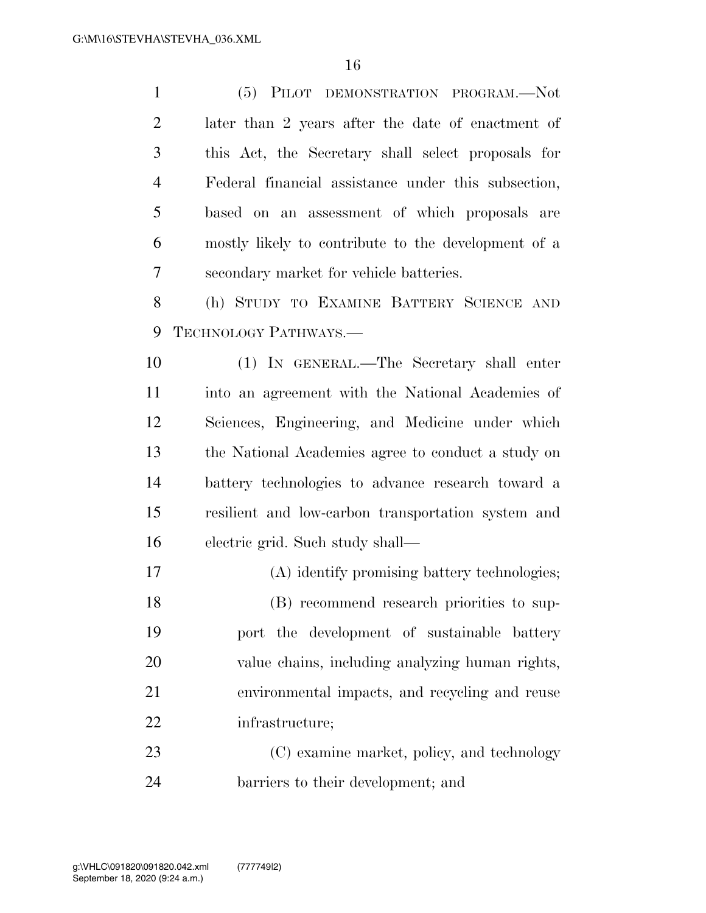(5) PILOT DEMONSTRATION PROGRAM.—Not later than 2 years after the date of enactment of this Act, the Secretary shall select proposals for Federal financial assistance under this subsection, based on an assessment of which proposals are mostly likely to contribute to the development of a secondary market for vehicle batteries.

(h) STUDY TO EXAMINE BATTERY SCIENCE AND TECHNOLOGY PATHWAYS.—

(1) IN GENERAL.—The Secretary shall enter into an agreement with the National Academies of Sciences, Engineering, and Medicine under which the National Academies agree to conduct a study on battery technologies to advance research toward a resilient and low-carbon transportation system and electric grid. Such study shall—

(A) identify promising battery technologies;

(B) recommend research priorities to support the development of sustainable battery value chains, including analyzing human rights, environmental impacts, and recycling and reuse infrastructure;

(C) examine market, policy, and technology barriers to their development; and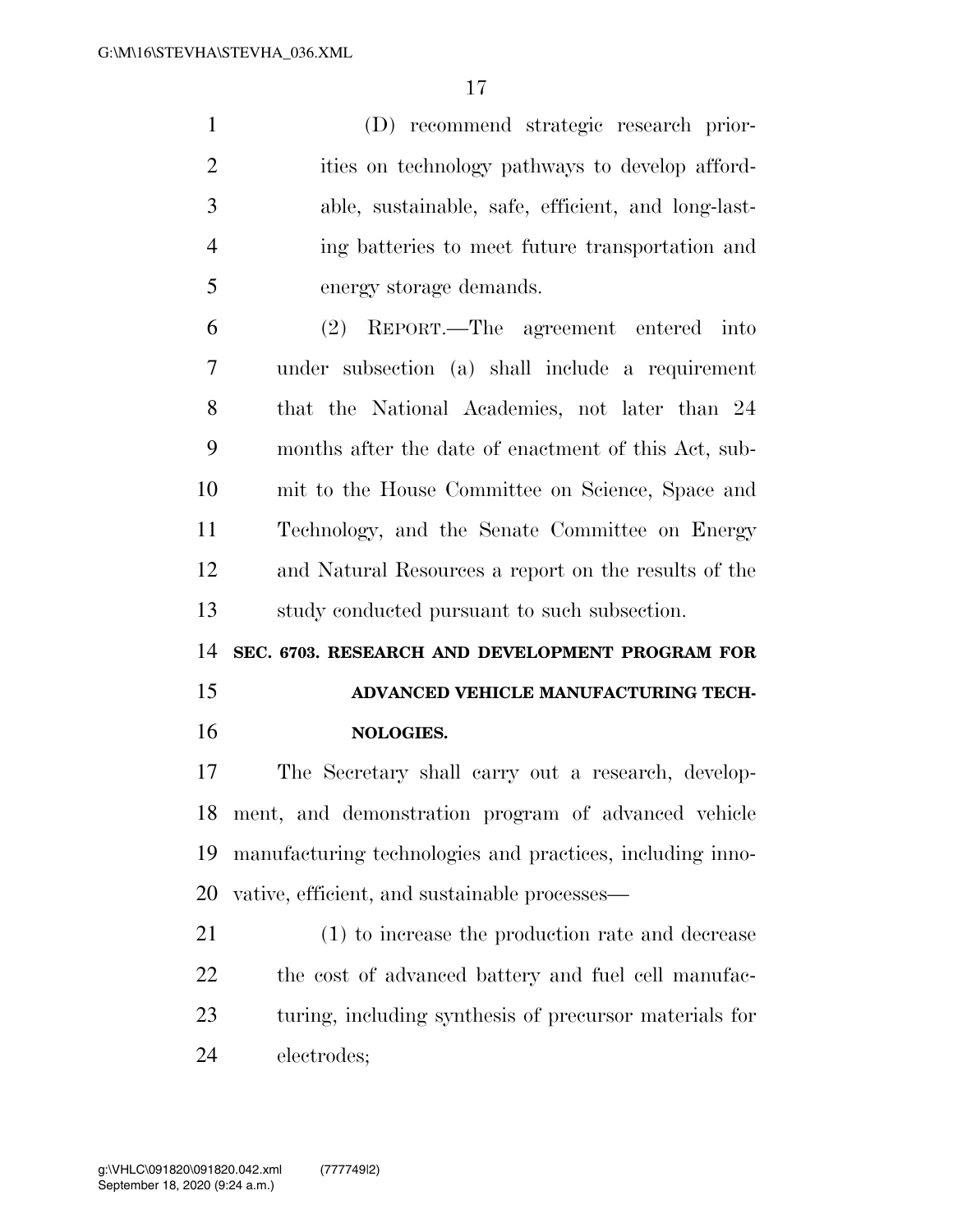(D) recommend strategic research priorities on technology pathways to develop affordable, sustainable, safe, efficient, and long-lasting batteries to meet future transportation and energy storage demands.

(2) REPORT.—The agreement entered into under subsection (a) shall include a requirement that the National Academies, not later than 24 months after the date of enactment of this Act, submit to the House Committee on Science, Space and Technology, and the Senate Committee on Energy and Natural Resources a report on the results of the study conducted pursuant to such subsection.

**SEC. 6703. RESEARCH AND DEVELOPMENT PROGRAM FOR ADVANCED VEHICLE MANUFACTURING TECHNOLOGIES.**

The Secretary shall carry out a research, development, and demonstration program of advanced vehicle manufacturing technologies and practices, including innovative, efficient, and sustainable processes—

(1) to increase the production rate and decrease the cost of advanced battery and fuel cell manufacturing, including synthesis of precursor materials for electrodes;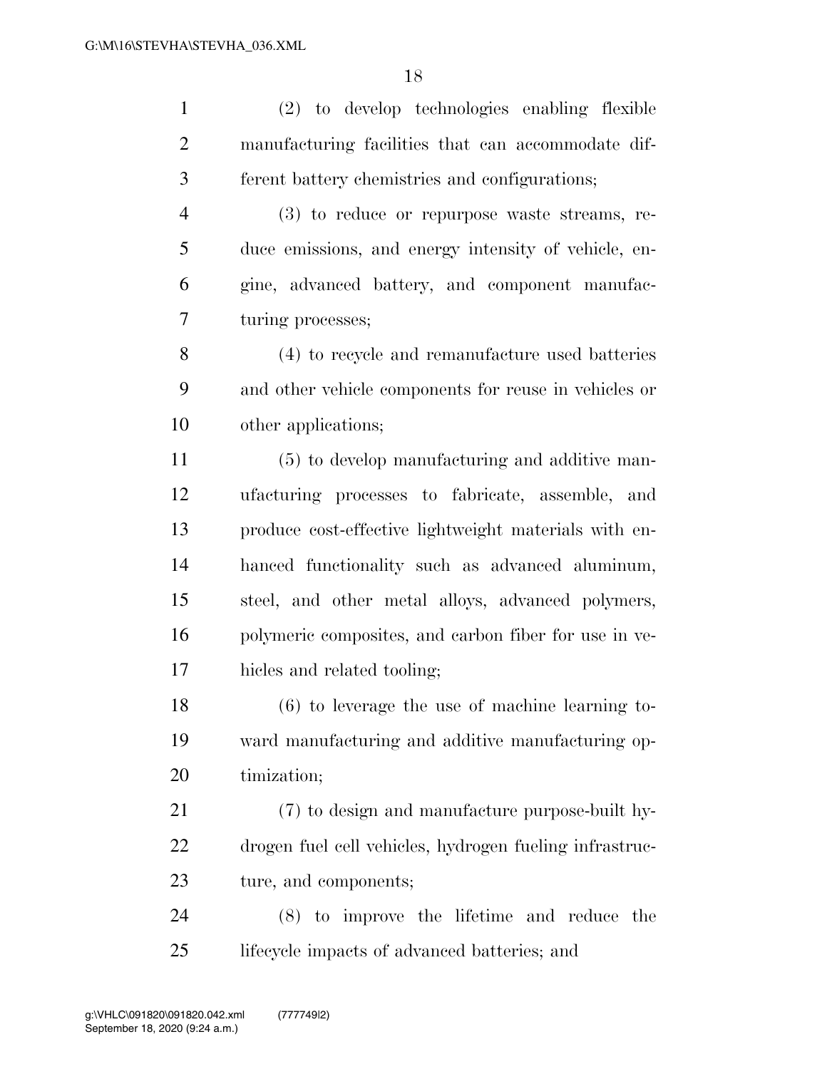(2) to develop technologies enabling flexible manufacturing facilities that can accommodate different battery chemistries and configurations;

(3) to reduce or repurpose waste streams, reduce emissions, and energy intensity of vehicle, engine, advanced battery, and component manufacturing processes;

(4) to recycle and remanufacture used batteries and other vehicle components for reuse in vehicles or other applications;

(5) to develop manufacturing and additive manufacturing processes to fabricate, assemble, and produce cost-effective lightweight materials with enhanced functionality such as advanced aluminum, steel, and other metal alloys, advanced polymers, polymeric composites, and carbon fiber for use in vehicles and related tooling;

(6) to leverage the use of machine learning toward manufacturing and additive manufacturing optimization;

(7) to design and manufacture purpose-built hydrogen fuel cell vehicles, hydrogen fueling infrastructure, and components;

(8) to improve the lifetime and reduce the lifecycle impacts of advanced batteries; and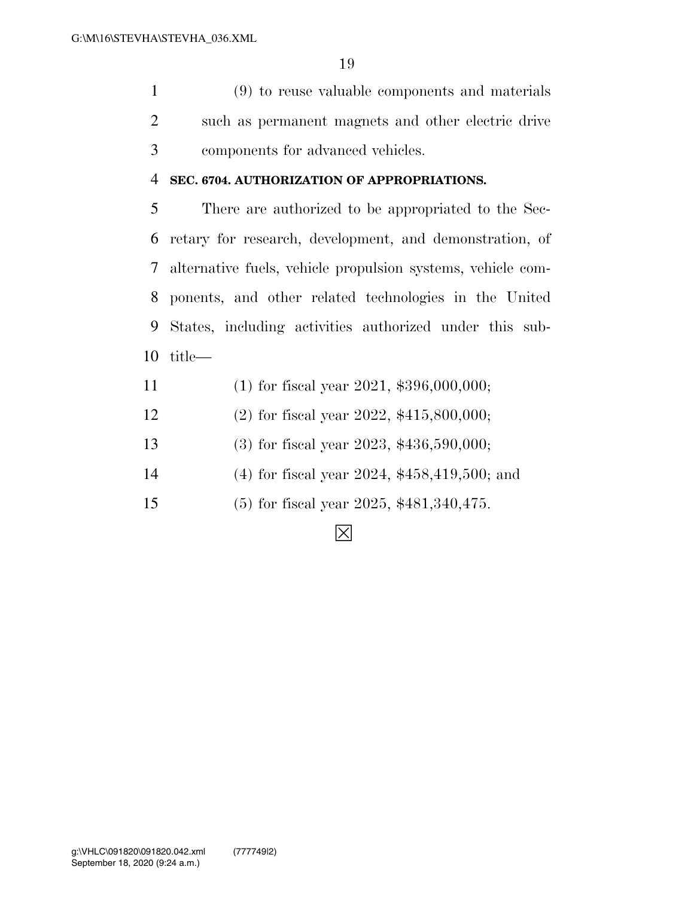(9) to reuse valuable components and materials such as permanent magnets and other electric drive components for advanced vehicles.

**SEC. 6704. AUTHORIZATION OF APPROPRIATIONS.**

There are authorized to be appropriated to the Secretary for research, development, and demonstration, of alternative fuels, vehicle propulsion systems, vehicle components, and other related technologies in the United States, including activities authorized under this subtitle—

(1) for fiscal year 2021, $396,000,000;

(2) for fiscal year 2022, $415,800,000;

(3) for fiscal year 2023, $436,590,000;

(4) for fiscal year 2024, $458,419,500; and

(5) for fiscal year 2025, $481,340,475.